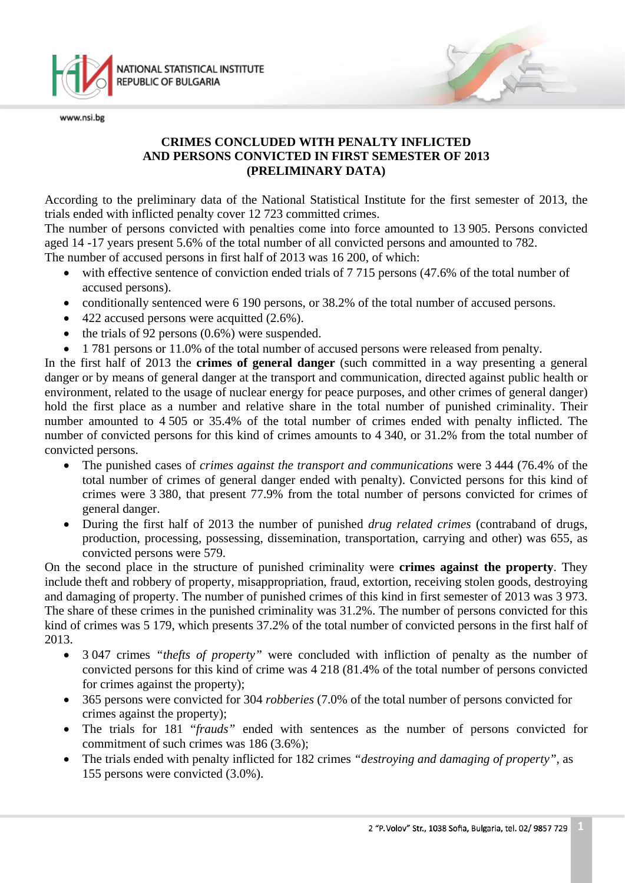# CRIMES CONCLUDED WITH PENALTY INFLICTED AND PERSONS CONVICTED IN FIRST SEMESTER OF 2013 (PRELIMINARY DATA)

According to the preliminary data of the National Statistical Institute for the first semester of 2013, the trials ended with inflicted penalty cover 12 723 committed crimes.

The number of persons convicted with penalties come into force amounted to 13 905. Persons convicted aged 14 -17 years present 5.6% of the total number of all convicted persons and amounted to 782.

The number of accused persons in first half of 2013 was 16 200, of which:

- with effective sentence of conviction ended trials of 7 715 persons (47.6% of the total number of accused persons).
- conditionally sentenced were 6 190 persons, or 38.2% of the total number of accused persons.
- 422 accused persons were acquitted (2.6%).
- the trials of 92 persons (0.6%) were suspended.
- 1 781 persons or 11.0% of the total number of accused persons were released from penalty.

In the first half of 2013 the **crimes of general danger** (such committed in a way presenting a general danger or by means of general danger at the transport and communication, directed against public health or environment, related to the usage of nuclear energy for peace purposes, and other crimes of general danger) hold the first place as a number and relative share in the total number of punished criminality. Their number amounted to 4 505 or 35.4% of the total number of crimes ended with penalty inflicted. The number of convicted persons for this kind of crimes amounts to 4 340, or 31.2% from the total number of convicted persons.

- The punished cases of *crimes against the transport and communications* were 3 444 (76.4% of the total number of crimes of general danger ended with penalty). Convicted persons for this kind of crimes were 3 380, that present 77.9% from the total number of persons convicted for crimes of general danger.
- During the first half of 2013 the number of punished *drug related crimes* (contraband of drugs, production, processing, possessing, dissemination, transportation, carrying and other) was 655, as convicted persons were 579.

On the second place in the structure of punished criminality were **crimes against the property**. They include theft and robbery of property, misappropriation, fraud, extortion, receiving stolen goods, destroying and damaging of property. The number of punished crimes of this kind in first semester of 2013 was 3 973. The share of these crimes in the punished criminality was 31.2%. The number of persons convicted for this kind of crimes was 5 179, which presents 37.2% of the total number of convicted persons in the first half of 2013.

- 3 047 crimes *"thefts of property"* were concluded with infliction of penalty as the number of convicted persons for this kind of crime was 4 218 (81.4% of the total number of persons convicted for crimes against the property);
- 365 persons were convicted for 304 *robberies* (7.0% of the total number of persons convicted for crimes against the property);
- The trials for 181 *"frauds"* ended with sentences as the number of persons convicted for commitment of such crimes was 186 (3.6%);
- The trials ended with penalty inflicted for 182 crimes *"destroying and damaging of property"*, as 155 persons were convicted (3.0%).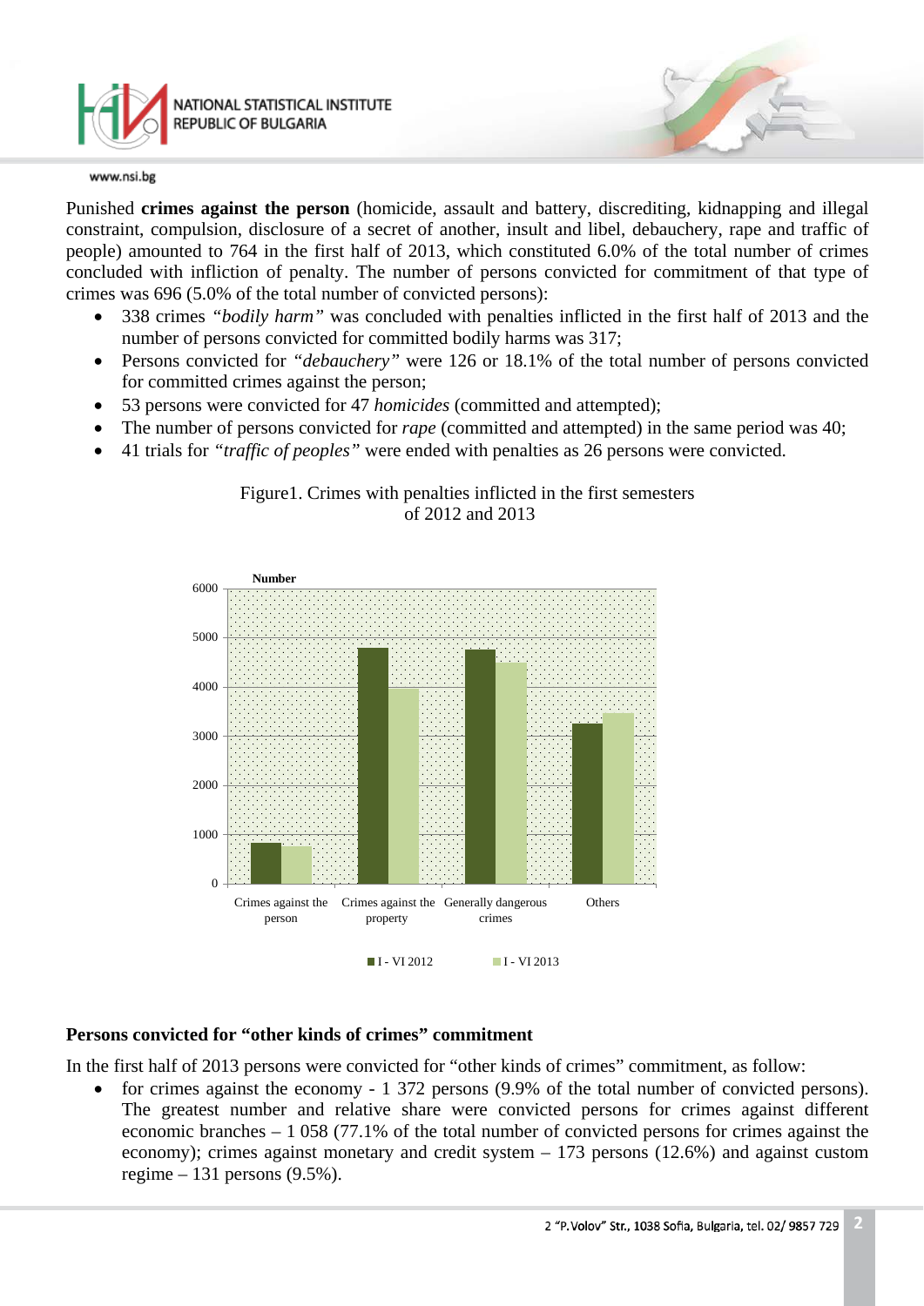Punished **crimes against the person** (homicide, assault and battery, discrediting, kidnapping and illegal constraint, compulsion, disclosure of a secret of another, insult and libel, debauchery, rape and traffic of people) amounted to 764 in the first half of 2013, which constituted 6.0% of the total number of crimes concluded with infliction of penalty. The number of persons convicted for commitment of that type of crimes was 696 (5.0% of the total number of convicted persons):

- 338 crimes *"bodily harm"* was concluded with penalties inflicted in the first half of 2013 and the number of persons convicted for committed bodily harms was 317;
- Persons convicted for *"debauchery"* were 126 or 18.1% of the total number of persons convicted for committed crimes against the person;
- 53 persons were convicted for 47 *homicides* (committed and attempted);
- The number of persons convicted for *rape* (committed and attempted) in the same period was 40;
- 41 trials for *"traffic of peoples"* were ended with penalties as 26 persons were convicted.

Figure1. Crimes with penalties inflicted in the first semesters of 2012 and 2013

## Persons convicted for "other kinds of crimes" commitment

In the first half of 2013 persons were convicted for "other kinds of crimes" commitment, as follow:

- for crimes against the economy - 1 372 persons (9.9% of the total number of convicted persons). The greatest number and relative share were convicted persons for crimes against different economic branches – 1 058 (77.1% of the total number of convicted persons for crimes against the economy); crimes against monetary and credit system – 173 persons (12.6%) and against custom regime – 131 persons (9.5%).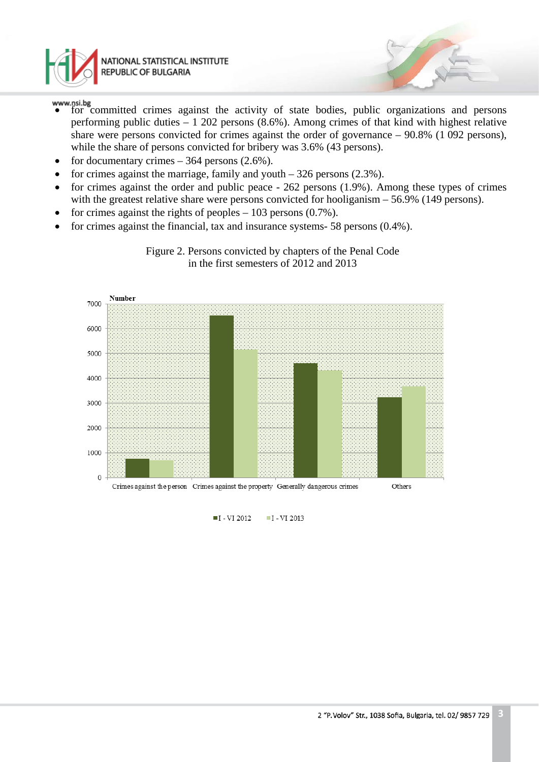- for committed crimes against the activity of state bodies, public organizations and persons performing public duties – 1 202 persons (8.6%). Among crimes of that kind with highest relative share were persons convicted for crimes against the order of governance – 90.8% (1 092 persons), while the share of persons convicted for bribery was 3.6% (43 persons).
- for documentary crimes – 364 persons (2.6%).
- for crimes against the marriage, family and youth – 326 persons (2.3%).
- for crimes against the order and public peace - 262 persons (1.9%). Among these types of crimes with the greatest relative share were persons convicted for hooliganism – 56.9% (149 persons).
- for crimes against the rights of peoples – 103 persons (0.7%).
- for crimes against the financial, tax and insurance systems- 58 persons (0.4%).

Figure 2. Persons convicted by chapters of the Penal Code in the first semesters of 2012 and 2013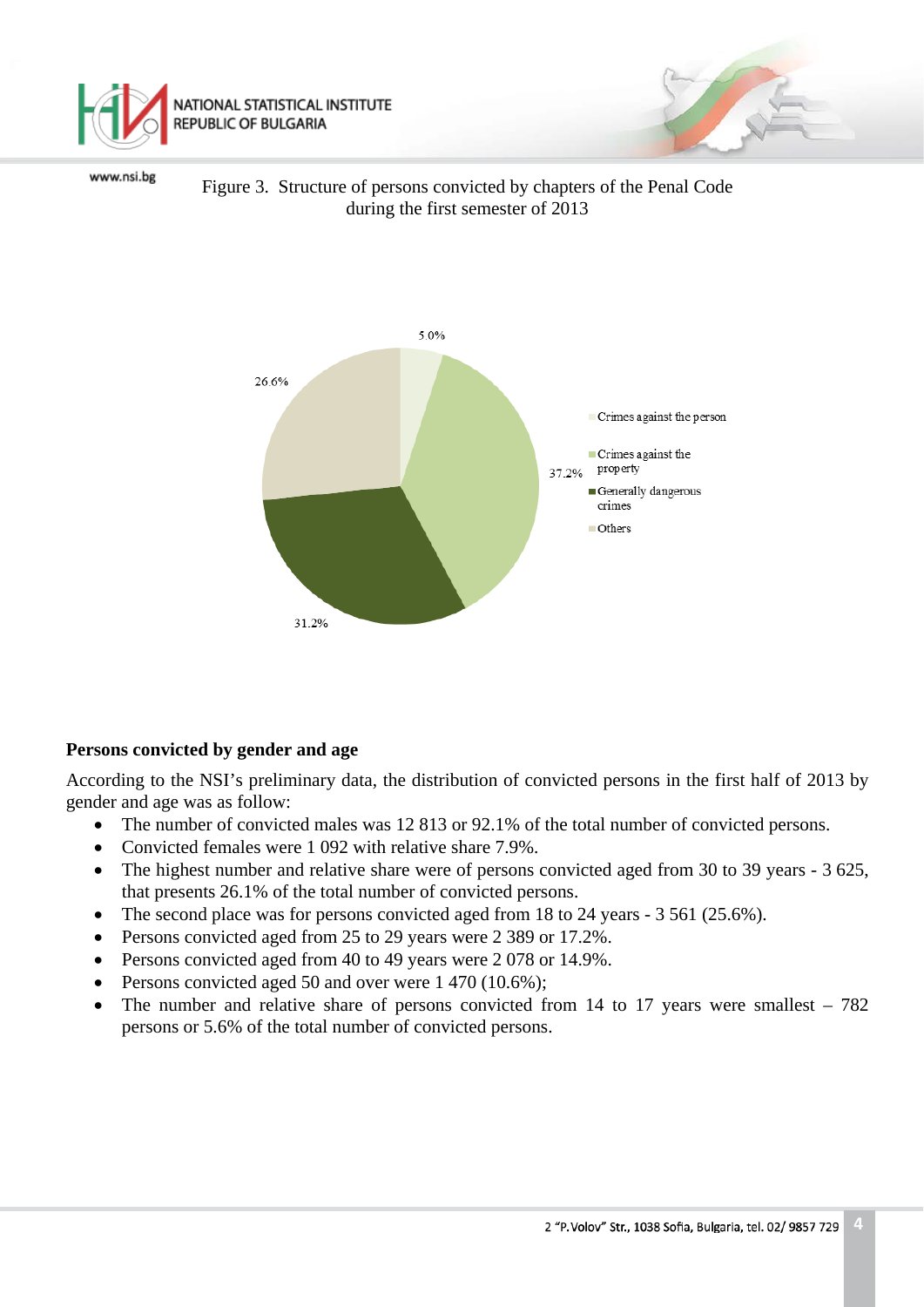Figure 3. Structure of persons convicted by chapters of the Penal Code during the first semester of 2013

## Persons convicted by gender and age

According to the NSI's preliminary data, the distribution of convicted persons in the first half of 2013 by gender and age was as follow:

- The number of convicted males was 12 813 or 92.1% of the total number of convicted persons.
- Convicted females were 1 092 with relative share 7.9%.
- The highest number and relative share were of persons convicted aged from 30 to 39 years - 3 625, that presents 26.1% of the total number of convicted persons.
- The second place was for persons convicted aged from 18 to 24 years - 3 561 (25.6%).
- Persons convicted aged from 25 to 29 years were 2 389 or 17.2%.
- Persons convicted aged from 40 to 49 years were 2 078 or 14.9%.
- Persons convicted aged 50 and over were 1 470 (10.6%);
- The number and relative share of persons convicted from 14 to 17 years were smallest – 782 persons or 5.6% of the total number of convicted persons.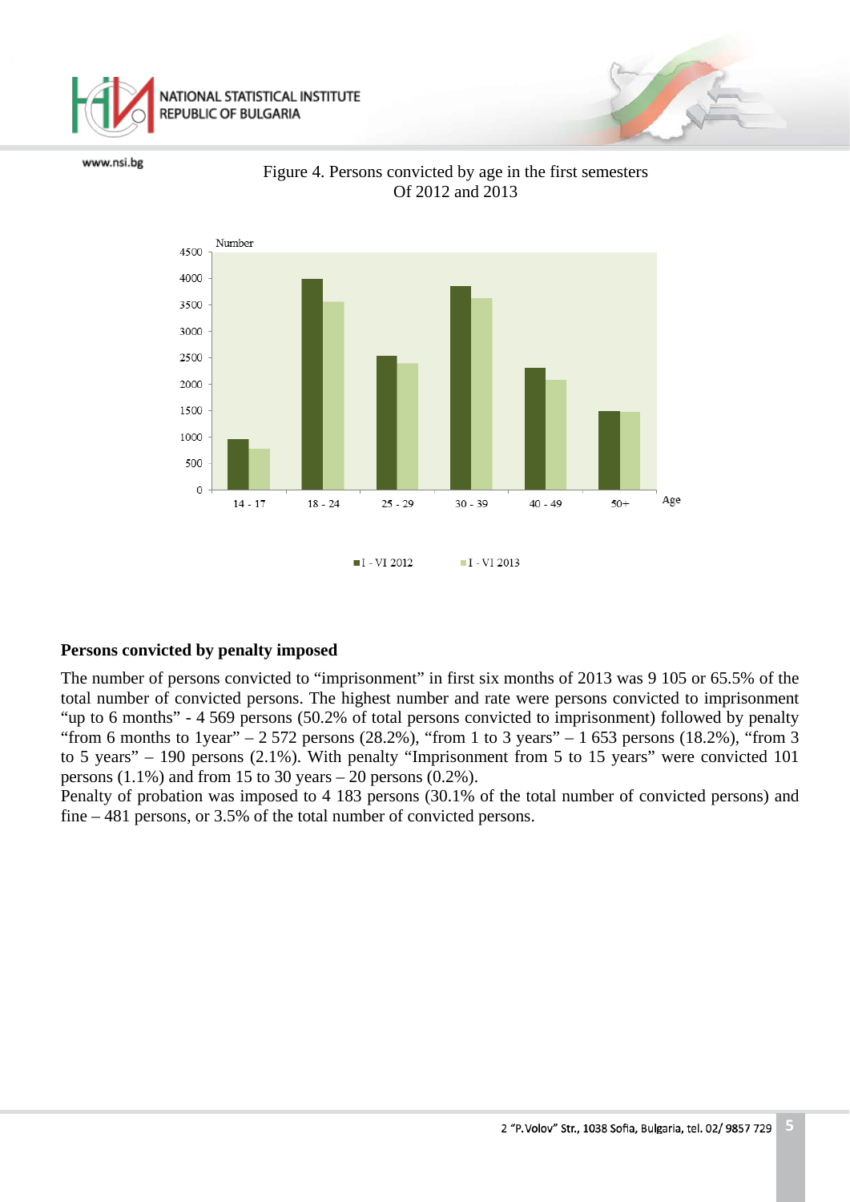Figure 4. Persons convicted by age in the first semesters Of 2012 and 2013

## Persons convicted by penalty imposed

The number of persons convicted to "imprisonment" in first six months of 2013 was 9 105 or 65.5% of the total number of convicted persons. The highest number and rate were persons convicted to imprisonment "up to 6 months" - 4 569 persons (50.2% of total persons convicted to imprisonment) followed by penalty "from 6 months to 1year" – 2 572 persons (28.2%), "from 1 to 3 years" – 1 653 persons (18.2%), "from 3 to 5 years" – 190 persons (2.1%). With penalty "Imprisonment from 5 to 15 years" were convicted 101 persons (1.1%) and from 15 to 30 years – 20 persons (0.2%).

Penalty of probation was imposed to 4 183 persons (30.1% of the total number of convicted persons) and fine – 481 persons, or 3.5% of the total number of convicted persons.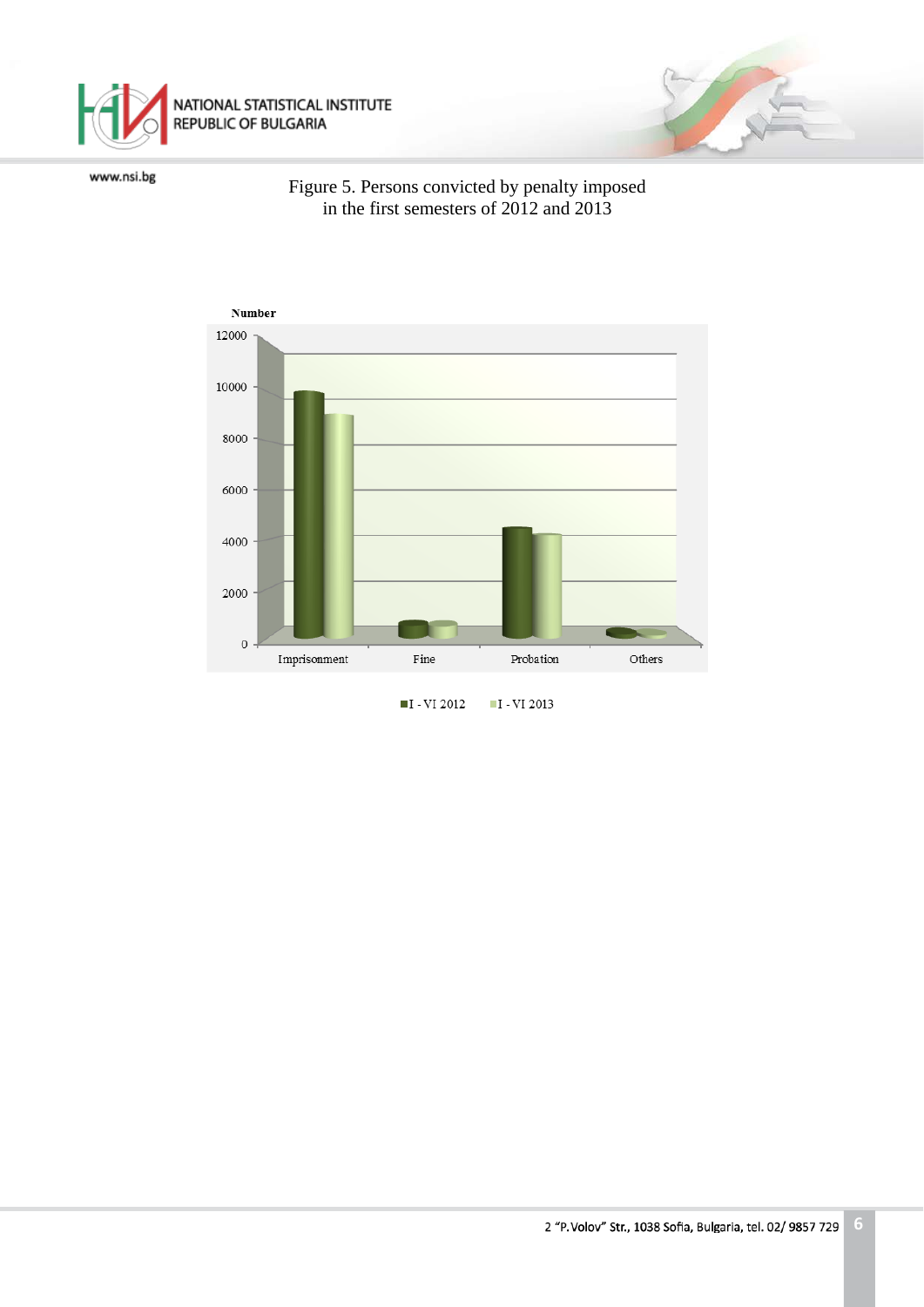Figure 5. Persons convicted by penalty imposed
in the first semesters of 2012 and 2013

Number

12000
10000
8000
6000
4000
2000
0

Imprisonment Fine Probation Others

I - VI 2012 I - VI 2013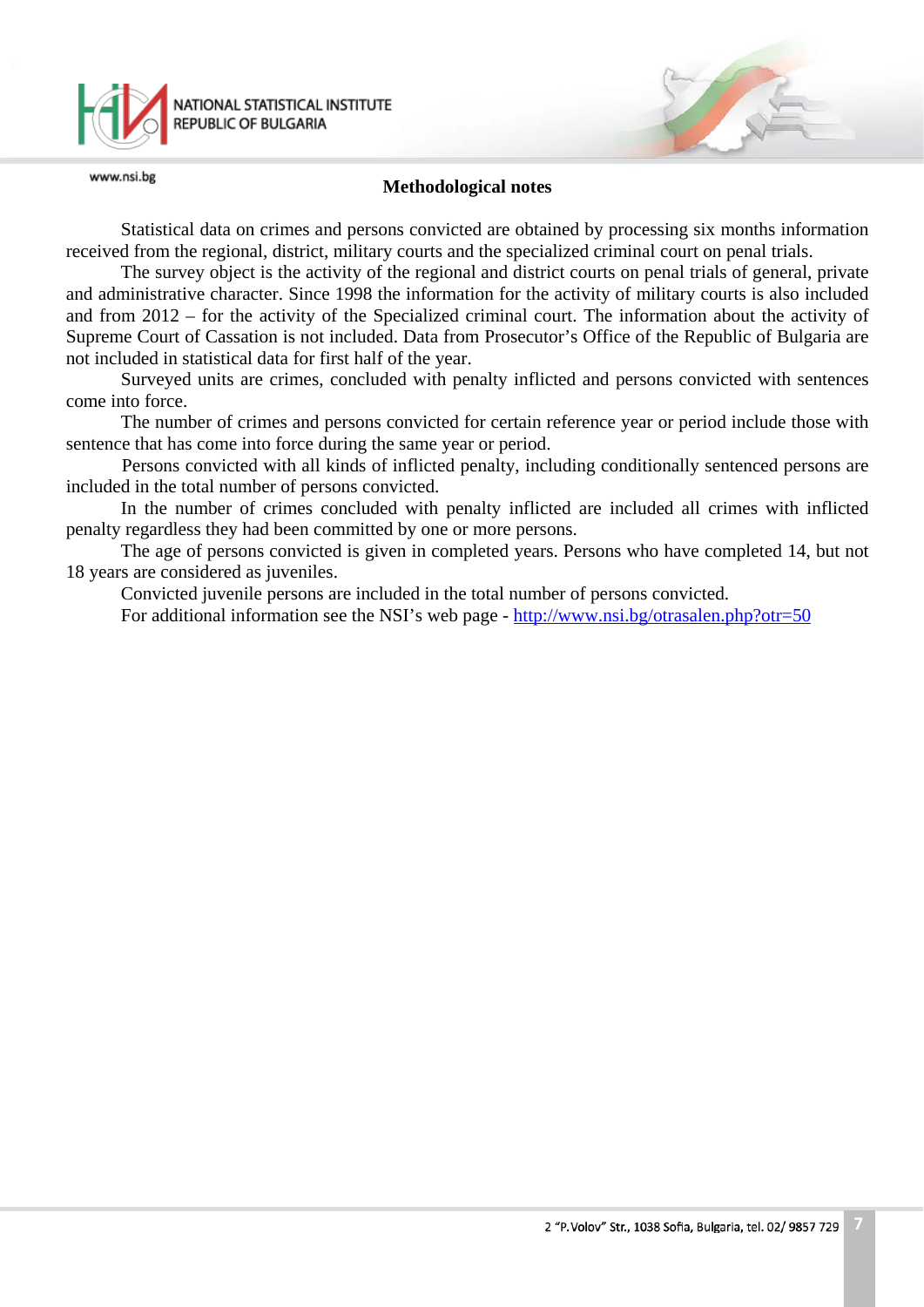## Methodological notes

Statistical data on crimes and persons convicted are obtained by processing six months information received from the regional, district, military courts and the specialized criminal court on penal trials.

The survey object is the activity of the regional and district courts on penal trials of general, private and administrative character. Since 1998 the information for the activity of military courts is also included and from 2012 – for the activity of the Specialized criminal court. The information about the activity of Supreme Court of Cassation is not included. Data from Prosecutor's Office of the Republic of Bulgaria are not included in statistical data for first half of the year.

Surveyed units are crimes, concluded with penalty inflicted and persons convicted with sentences come into force.

The number of crimes and persons convicted for certain reference year or period include those with sentence that has come into force during the same year or period.

Persons convicted with all kinds of inflicted penalty, including conditionally sentenced persons are included in the total number of persons convicted.

In the number of crimes concluded with penalty inflicted are included all crimes with inflicted penalty regardless they had been committed by one or more persons.

The age of persons convicted is given in completed years. Persons who have completed 14, but not 18 years are considered as juveniles.

Convicted juvenile persons are included in the total number of persons convicted.

For additional information see the NSI's web page - [http://www.nsi.bg/otrasalen.php?otr=50](http://www.nsi.bg/otrasalen.php?otr=50)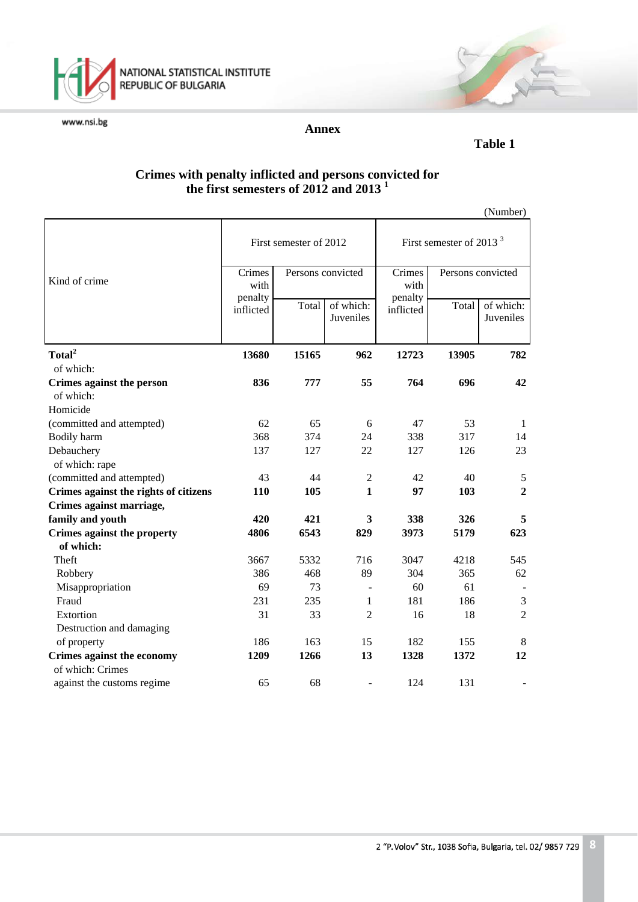**Annex**

**Table 1**

**Crimes with penalty inflicted and persons convicted for the first semesters of 2012 and 2013** [1]

(Number)

| Kind of crime | First semester of 2012 | | | First semester of 2013 [3] | | |
|---|---|---|---|---|---|---|
| | Crimes with penalty inflicted | Persons convicted | | Crimes with penalty inflicted | Persons convicted | |
| | | Total | of which: Juveniles | | Total | of which: Juveniles |
| **Total**[2] | **13680** | **15165** | **962** | **12723** | **13905** | **782** |
| of which: | | | | | | |
| **Crimes against the person** | **836** | **777** | **55** | **764** | **696** | **42** |
| of which: | | | | | | |
| Homicide (committed and attempted) | 62 | 65 | 6 | 47 | 53 | 1 |
| Bodily harm | 368 | 374 | 24 | 338 | 317 | 14 |
| Debauchery | 137 | 127 | 22 | 127 | 126 | 23 |
| of which: rape (committed and attempted) | 43 | 44 | 2 | 42 | 40 | 5 |
| **Crimes against the rights of citizens** | **110** | **105** | **1** | **97** | **103** | **2** |
| **Crimes against marriage, family and youth** | **420** | **421** | **3** | **338** | **326** | **5** |
| **Crimes against the property** | **4806** | **6543** | **829** | **3973** | **5179** | **623** |
| **of which:** | | | | | | |
| Theft | 3667 | 5332 | 716 | 3047 | 4218 | 545 |
| Robbery | 386 | 468 | 89 | 304 | 365 | 62 |
| Misappropriation | 69 | 73 | - | 60 | 61 | - |
| Fraud | 231 | 235 | 1 | 181 | 186 | 3 |
| Extortion | 31 | 33 | 2 | 16 | 18 | 2 |
| Destruction and damaging of property | 186 | 163 | 15 | 182 | 155 | 8 |
| **Crimes against the economy** | **1209** | **1266** | **13** | **1328** | **1372** | **12** |
| of which: Crimes against the customs regime | 65 | 68 | - | 124 | 131 | - |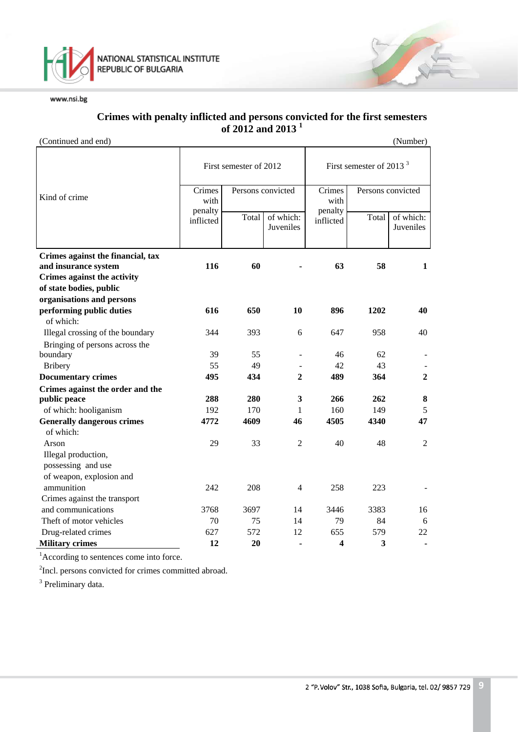## Crimes with penalty inflicted and persons convicted for the first semesters of 2012 and 2013 [1]

(Continued and end) (Number)

| Kind of crime | First semester of 2012 | | | First semester of 2013 [3] | | |
|---|---|---|---|---|---|---|
| | Crimes with penalty inflicted | Persons convicted | | Crimes with penalty inflicted | Persons convicted | |
| | | Total | of which: Juveniles | | Total | of which: Juveniles |
| **Crimes against the financial, tax and insurance system** | **116** | **60** | **-** | **63** | **58** | **1** |
| **Crimes against the activity of state bodies, public organisations and persons performing public duties** | **616** | **650** | **10** | **896** | **1202** | **40** |
| of which: | | | | | | |
| Illegal crossing of the boundary | 344 | 393 | 6 | 647 | 958 | 40 |
| Bringing of persons across the boundary | 39 | 55 | - | 46 | 62 | - |
| Bribery | 55 | 49 | - | 42 | 43 | - |
| **Documentary crimes** | **495** | **434** | **2** | **489** | **364** | **2** |
| **Crimes against the order and the public peace** | **288** | **280** | **3** | **266** | **262** | **8** |
| of which: hooliganism | 192 | 170 | 1 | 160 | 149 | 5 |
| **Generally dangerous crimes** | **4772** | **4609** | **46** | **4505** | **4340** | **47** |
| of which: | | | | | | |
| Arson | 29 | 33 | 2 | 40 | 48 | 2 |
| Illegal production, possessing and use of weapon, explosion and ammunition | 242 | 208 | 4 | 258 | 223 | - |
| Crimes against the transport and communications | 3768 | 3697 | 14 | 3446 | 3383 | 16 |
| Theft of motor vehicles | 70 | 75 | 14 | 79 | 84 | 6 |
| Drug-related crimes | 627 | 572 | 12 | 655 | 579 | 22 |
| **Military crimes** | **12** | **20** | **-** | **4** | **3** | **-** |

[1]According to sentences come into force.

[2]Incl. persons convicted for crimes committed abroad.

[3] Preliminary data.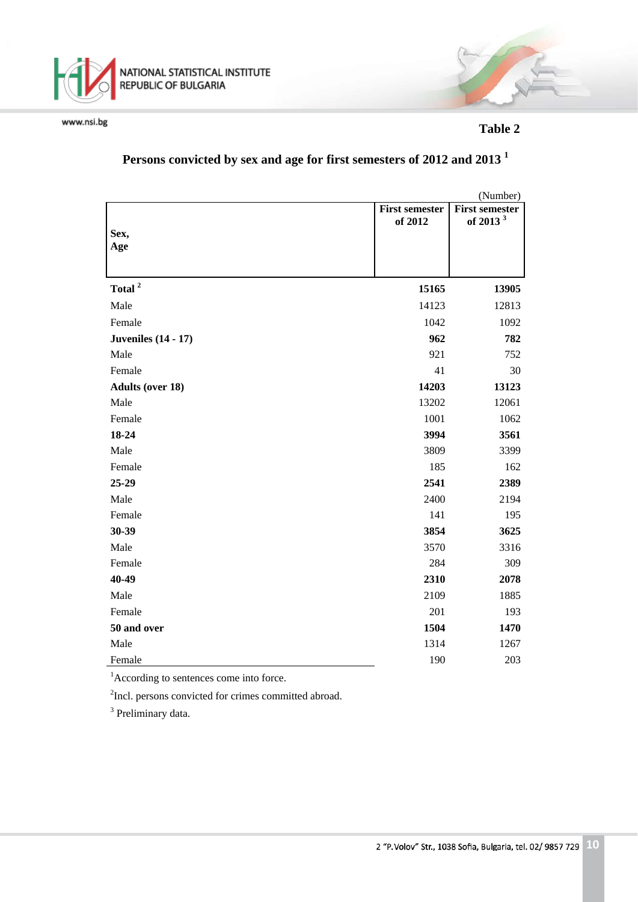**Table 2**

## Persons convicted by sex and age for first semesters of 2012 and 2013 [1]

(Number)

| Sex, Age | First semester of 2012 | First semester of 2013 [3] |
|---|---|---|
| **Total [2]** | **15165** | **13905** |
| Male | 14123 | 12813 |
| Female | 1042 | 1092 |
| **Juveniles (14 - 17)** | **962** | **782** |
| Male | 921 | 752 |
| Female | 41 | 30 |
| **Adults (over 18)** | **14203** | **13123** |
| Male | 13202 | 12061 |
| Female | 1001 | 1062 |
| **18-24** | **3994** | **3561** |
| Male | 3809 | 3399 |
| Female | 185 | 162 |
| **25-29** | **2541** | **2389** |
| Male | 2400 | 2194 |
| Female | 141 | 195 |
| **30-39** | **3854** | **3625** |
| Male | 3570 | 3316 |
| Female | 284 | 309 |
| **40-49** | **2310** | **2078** |
| Male | 2109 | 1885 |
| Female | 201 | 193 |
| **50 and over** | **1504** | **1470** |
| Male | 1314 | 1267 |
| Female | 190 | 203 |

[1] According to sentences come into force.

[2] Incl. persons convicted for crimes committed abroad.

[3] Preliminary data.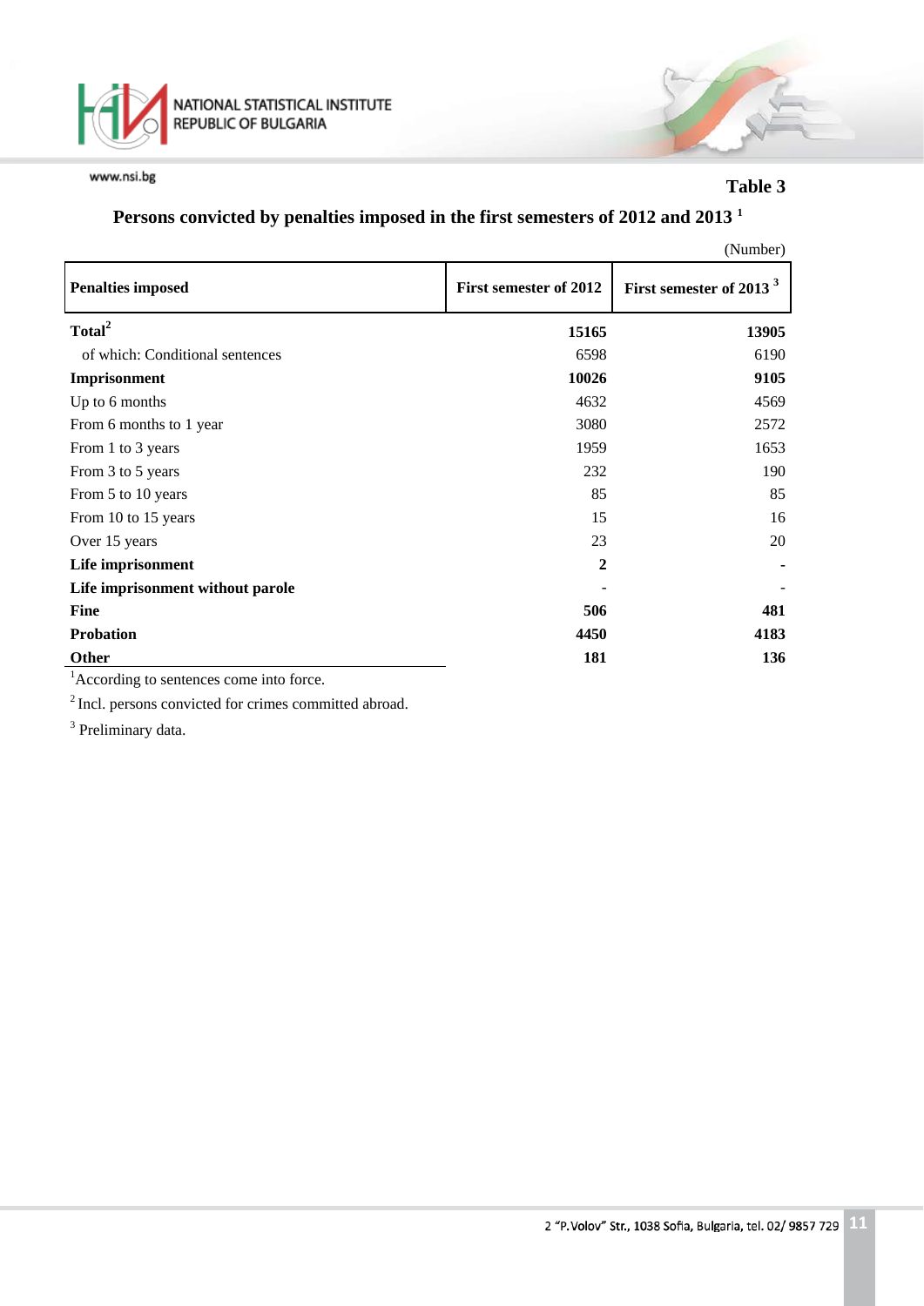**Table 3**

## Persons convicted by penalties imposed in the first semesters of 2012 and 2013 [1]

(Number)

| Penalties imposed | First semester of 2012 | First semester of 2013 [3] |
|---|---|---|
| **Total[2]** | **15165** | **13905** |
| of which: Conditional sentences | 6598 | 6190 |
| **Imprisonment** | **10026** | **9105** |
| Up to 6 months | 4632 | 4569 |
| From 6 months to 1 year | 3080 | 2572 |
| From 1 to 3 years | 1959 | 1653 |
| From 3 to 5 years | 232 | 190 |
| From 5 to 10 years | 85 | 85 |
| From 10 to 15 years | 15 | 16 |
| Over 15 years | 23 | 20 |
| **Life imprisonment** | **2** | **-** |
| **Life imprisonment without parole** | - | - |
| **Fine** | **506** | **481** |
| **Probation** | **4450** | **4183** |
| **Other** | **181** | **136** |

[1] According to sentences come into force.

[2] Incl. persons convicted for crimes committed abroad.

[3] Preliminary data.